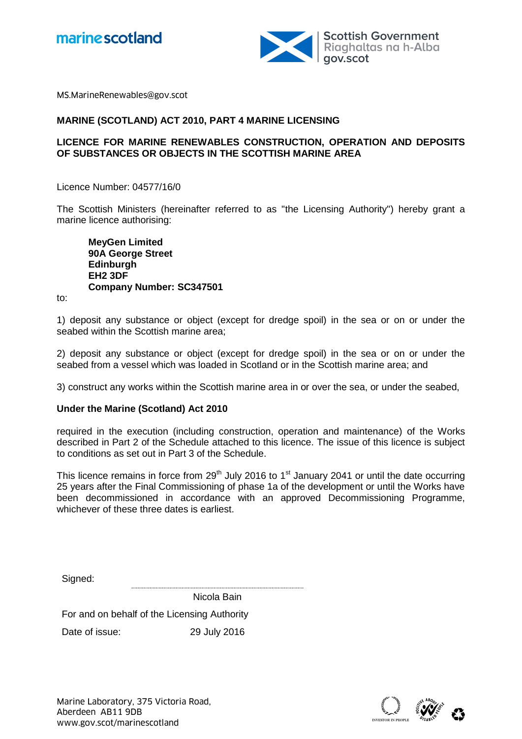marine scotland

Scottish Government
Riaghaltas na h-Alba
gov.scot

MS.MarineRenewables@gov.scot

**MARINE (SCOTLAND) ACT 2010, PART 4 MARINE LICENSING**

**LICENCE FOR MARINE RENEWABLES CONSTRUCTION, OPERATION AND DEPOSITS OF SUBSTANCES OR OBJECTS IN THE SCOTTISH MARINE AREA**

Licence Number: 04577/16/0

The Scottish Ministers (hereinafter referred to as "the Licensing Authority") hereby grant a marine licence authorising:

> **MeyGen Limited**
> **90A George Street**
> **Edinburgh**
> **EH2 3DF**
> **Company Number: SC347501**

to:

1) deposit any substance or object (except for dredge spoil) in the sea or on or under the seabed within the Scottish marine area;

2) deposit any substance or object (except for dredge spoil) in the sea or on or under the seabed from a vessel which was loaded in Scotland or in the Scottish marine area; and

3) construct any works within the Scottish marine area in or over the sea, or under the seabed,

**Under the Marine (Scotland) Act 2010**

required in the execution (including construction, operation and maintenance) of the Works described in Part 2 of the Schedule attached to this licence. The issue of this licence is subject to conditions as set out in Part 3 of the Schedule.

This licence remains in force from 29th July 2016 to 1st January 2041 or until the date occurring 25 years after the Final Commissioning of phase 1a of the development or until the Works have been decommissioned in accordance with an approved Decommissioning Programme, whichever of these three dates is earliest.

Signed: ..............................................

Nicola Bain

For and on behalf of the Licensing Authority

Date of issue: 29 July 2016

Marine Laboratory, 375 Victoria Road,
Aberdeen AB11 9DB
www.gov.scot/marinescotland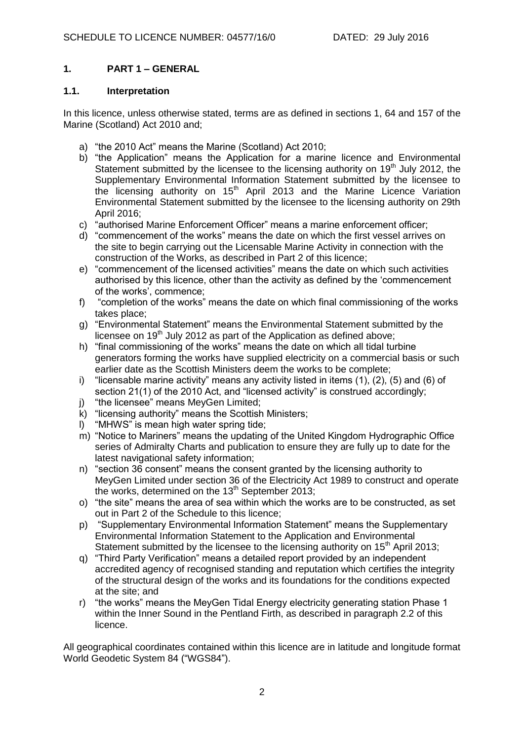## 1. PART 1 – GENERAL

### 1.1. Interpretation

In this licence, unless otherwise stated, terms are as defined in sections 1, 64 and 157 of the Marine (Scotland) Act 2010 and;

a) "the 2010 Act" means the Marine (Scotland) Act 2010;
b) "the Application" means the Application for a marine licence and Environmental Statement submitted by the licensee to the licensing authority on 19th July 2012, the Supplementary Environmental Information Statement submitted by the licensee to the licensing authority on 15th April 2013 and the Marine Licence Variation Environmental Statement submitted by the licensee to the licensing authority on 29th April 2016;
c) "authorised Marine Enforcement Officer" means a marine enforcement officer;
d) "commencement of the works" means the date on which the first vessel arrives on the site to begin carrying out the Licensable Marine Activity in connection with the construction of the Works, as described in Part 2 of this licence;
e) "commencement of the licensed activities" means the date on which such activities authorised by this licence, other than the activity as defined by the 'commencement of the works', commence;
f) "completion of the works" means the date on which final commissioning of the works takes place;
g) "Environmental Statement" means the Environmental Statement submitted by the licensee on 19th July 2012 as part of the Application as defined above;
h) "final commissioning of the works" means the date on which all tidal turbine generators forming the works have supplied electricity on a commercial basis or such earlier date as the Scottish Ministers deem the works to be complete;
i) "licensable marine activity" means any activity listed in items (1), (2), (5) and (6) of section 21(1) of the 2010 Act, and "licensed activity" is construed accordingly;
j) "the licensee" means MeyGen Limited;
k) "licensing authority" means the Scottish Ministers;
l) "MHWS" is mean high water spring tide;
m) "Notice to Mariners" means the updating of the United Kingdom Hydrographic Office series of Admiralty Charts and publication to ensure they are fully up to date for the latest navigational safety information;
n) "section 36 consent" means the consent granted by the licensing authority to MeyGen Limited under section 36 of the Electricity Act 1989 to construct and operate the works, determined on the 13th September 2013;
o) "the site" means the area of sea within which the works are to be constructed, as set out in Part 2 of the Schedule to this licence;
p) "Supplementary Environmental Information Statement" means the Supplementary Environmental Information Statement to the Application and Environmental Statement submitted by the licensee to the licensing authority on 15th April 2013;
q) "Third Party Verification" means a detailed report provided by an independent accredited agency of recognised standing and reputation which certifies the integrity of the structural design of the works and its foundations for the conditions expected at the site; and
r) "the works" means the MeyGen Tidal Energy electricity generating station Phase 1 within the Inner Sound in the Pentland Firth, as described in paragraph 2.2 of this licence.

All geographical coordinates contained within this licence are in latitude and longitude format World Geodetic System 84 ("WGS84").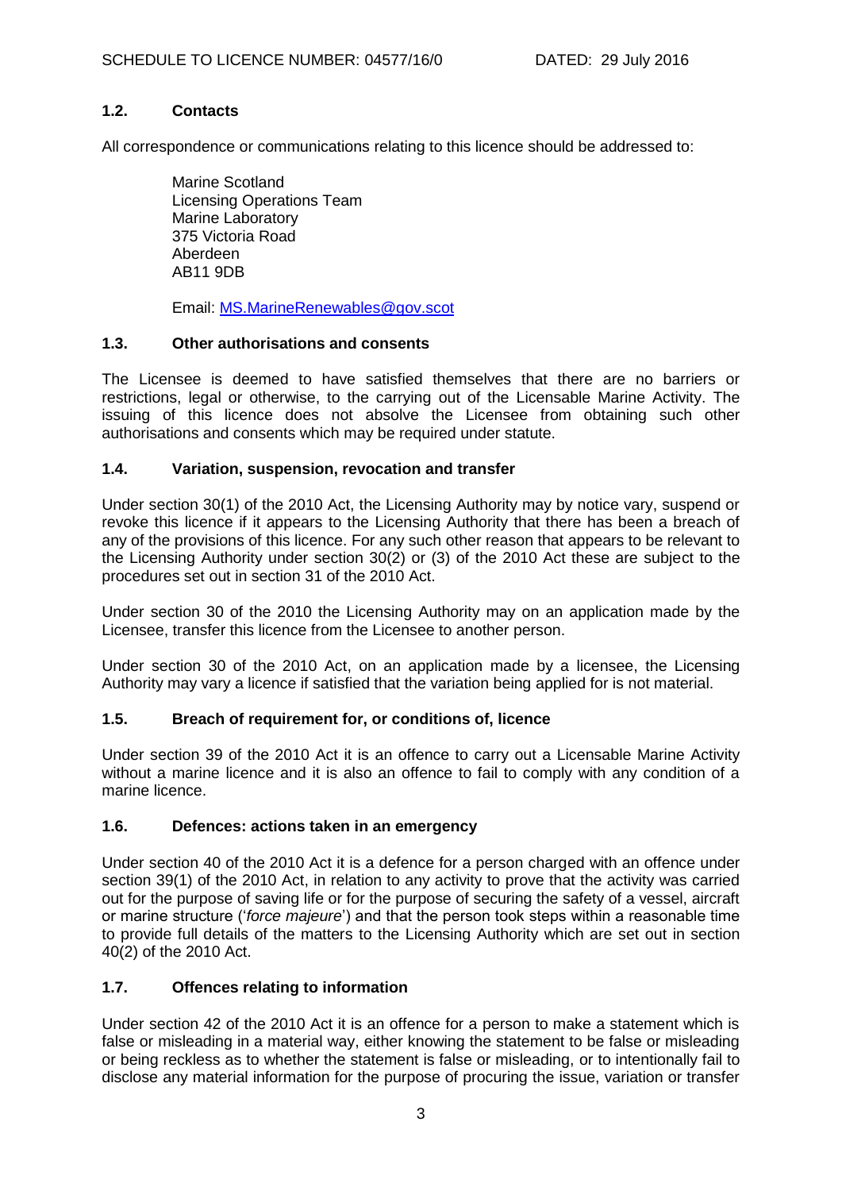### 1.2. Contacts

All correspondence or communications relating to this licence should be addressed to:

Marine Scotland
Licensing Operations Team
Marine Laboratory
375 Victoria Road
Aberdeen
AB11 9DB

Email: MS.MarineRenewables@gov.scot

### 1.3. Other authorisations and consents

The Licensee is deemed to have satisfied themselves that there are no barriers or restrictions, legal or otherwise, to the carrying out of the Licensable Marine Activity. The issuing of this licence does not absolve the Licensee from obtaining such other authorisations and consents which may be required under statute.

### 1.4. Variation, suspension, revocation and transfer

Under section 30(1) of the 2010 Act, the Licensing Authority may by notice vary, suspend or revoke this licence if it appears to the Licensing Authority that there has been a breach of any of the provisions of this licence. For any such other reason that appears to be relevant to the Licensing Authority under section 30(2) or (3) of the 2010 Act these are subject to the procedures set out in section 31 of the 2010 Act.

Under section 30 of the 2010 the Licensing Authority may on an application made by the Licensee, transfer this licence from the Licensee to another person.

Under section 30 of the 2010 Act, on an application made by a licensee, the Licensing Authority may vary a licence if satisfied that the variation being applied for is not material.

### 1.5. Breach of requirement for, or conditions of, licence

Under section 39 of the 2010 Act it is an offence to carry out a Licensable Marine Activity without a marine licence and it is also an offence to fail to comply with any condition of a marine licence.

### 1.6. Defences: actions taken in an emergency

Under section 40 of the 2010 Act it is a defence for a person charged with an offence under section 39(1) of the 2010 Act, in relation to any activity to prove that the activity was carried out for the purpose of saving life or for the purpose of securing the safety of a vessel, aircraft or marine structure ('*force majeure*') and that the person took steps within a reasonable time to provide full details of the matters to the Licensing Authority which are set out in section 40(2) of the 2010 Act.

### 1.7. Offences relating to information

Under section 42 of the 2010 Act it is an offence for a person to make a statement which is false or misleading in a material way, either knowing the statement to be false or misleading or being reckless as to whether the statement is false or misleading, or to intentionally fail to disclose any material information for the purpose of procuring the issue, variation or transfer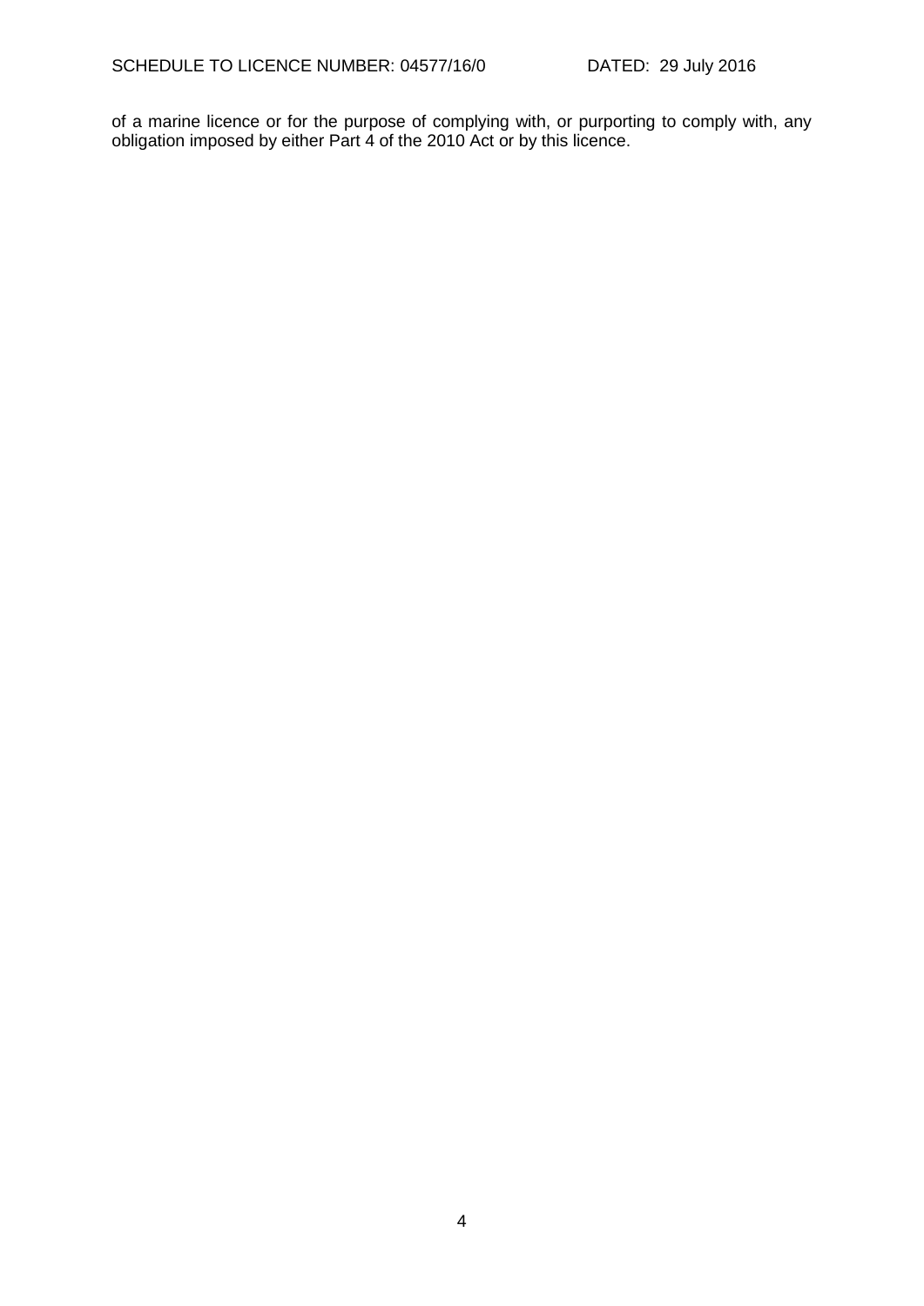of a marine licence or for the purpose of complying with, or purporting to comply with, any obligation imposed by either Part 4 of the 2010 Act or by this licence.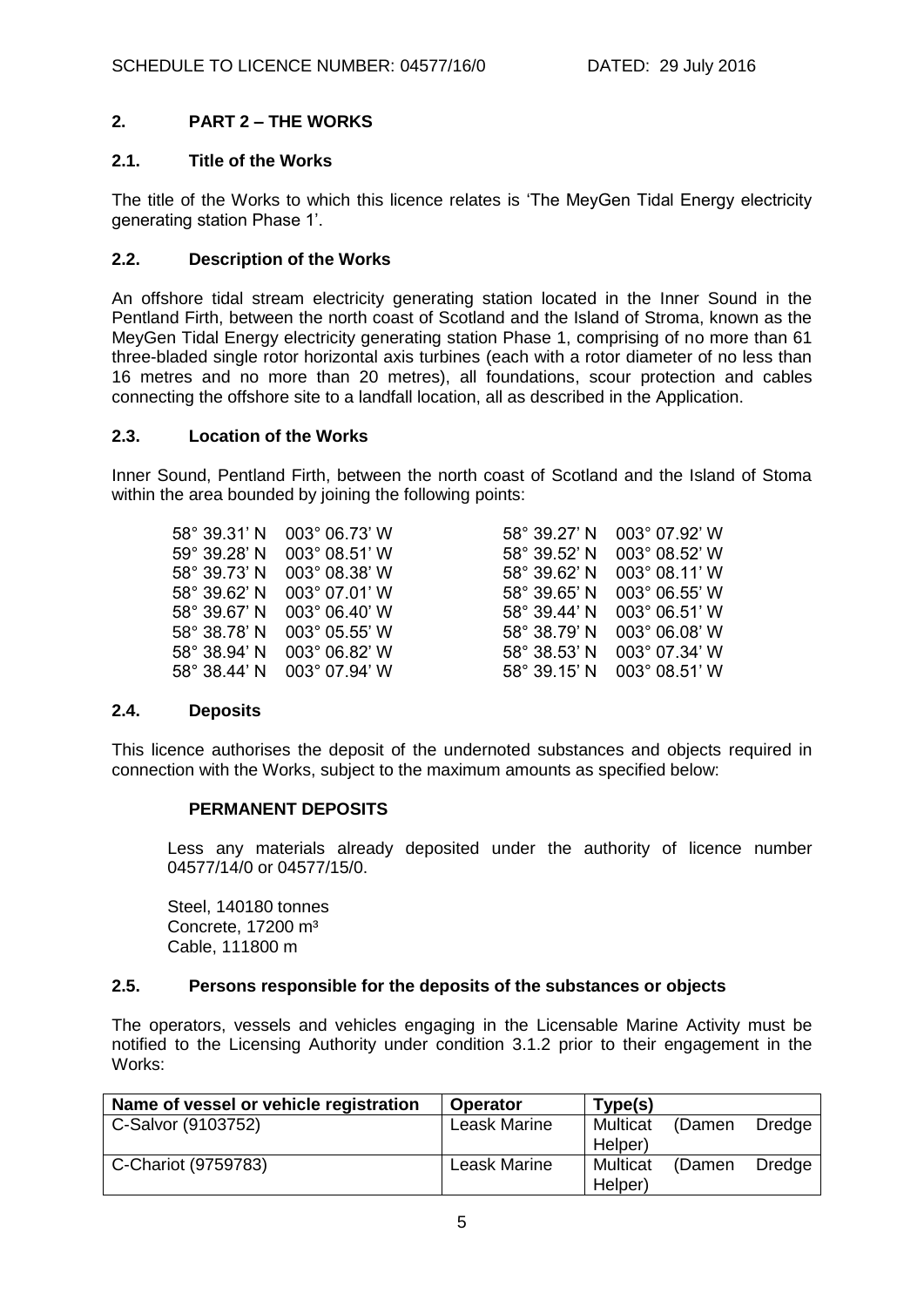## 2. PART 2 – THE WORKS

### 2.1. Title of the Works

The title of the Works to which this licence relates is 'The MeyGen Tidal Energy electricity generating station Phase 1'.

### 2.2. Description of the Works

An offshore tidal stream electricity generating station located in the Inner Sound in the Pentland Firth, between the north coast of Scotland and the Island of Stroma, known as the MeyGen Tidal Energy electricity generating station Phase 1, comprising of no more than 61 three-bladed single rotor horizontal axis turbines (each with a rotor diameter of no less than 16 metres and no more than 20 metres), all foundations, scour protection and cables connecting the offshore site to a landfall location, all as described in the Application.

### 2.3. Location of the Works

Inner Sound, Pentland Firth, between the north coast of Scotland and the Island of Stoma within the area bounded by joining the following points:

| | | | |
|---|---|---|---|
| 58° 39.31' N | 003° 06.73' W | 58° 39.27' N | 003° 07.92' W |
| 59° 39.28' N | 003° 08.51' W | 58° 39.52' N | 003° 08.52' W |
| 58° 39.73' N | 003° 08.38' W | 58° 39.62' N | 003° 08.11' W |
| 58° 39.62' N | 003° 07.01' W | 58° 39.65' N | 003° 06.55' W |
| 58° 39.67' N | 003° 06.40' W | 58° 39.44' N | 003° 06.51' W |
| 58° 38.78' N | 003° 05.55' W | 58° 38.79' N | 003° 06.08' W |
| 58° 38.94' N | 003° 06.82' W | 58° 38.53' N | 003° 07.34' W |
| 58° 38.44' N | 003° 07.94' W | 58° 39.15' N | 003° 08.51' W |

### 2.4. Deposits

This licence authorises the deposit of the undernoted substances and objects required in connection with the Works, subject to the maximum amounts as specified below:

**PERMANENT DEPOSITS**

Less any materials already deposited under the authority of licence number 04577/14/0 or 04577/15/0.

Steel, 140180 tonnes
Concrete, 17200 m³
Cable, 111800 m

### 2.5. Persons responsible for the deposits of the substances or objects

The operators, vessels and vehicles engaging in the Licensable Marine Activity must be notified to the Licensing Authority under condition 3.1.2 prior to their engagement in the Works:

| Name of vessel or vehicle registration | Operator | Type(s) |
|---|---|---|
| C-Salvor (9103752) | Leask Marine | Multicat (Damen Dredge Helper) |
| C-Chariot (9759783) | Leask Marine | Multicat (Damen Dredge Helper) |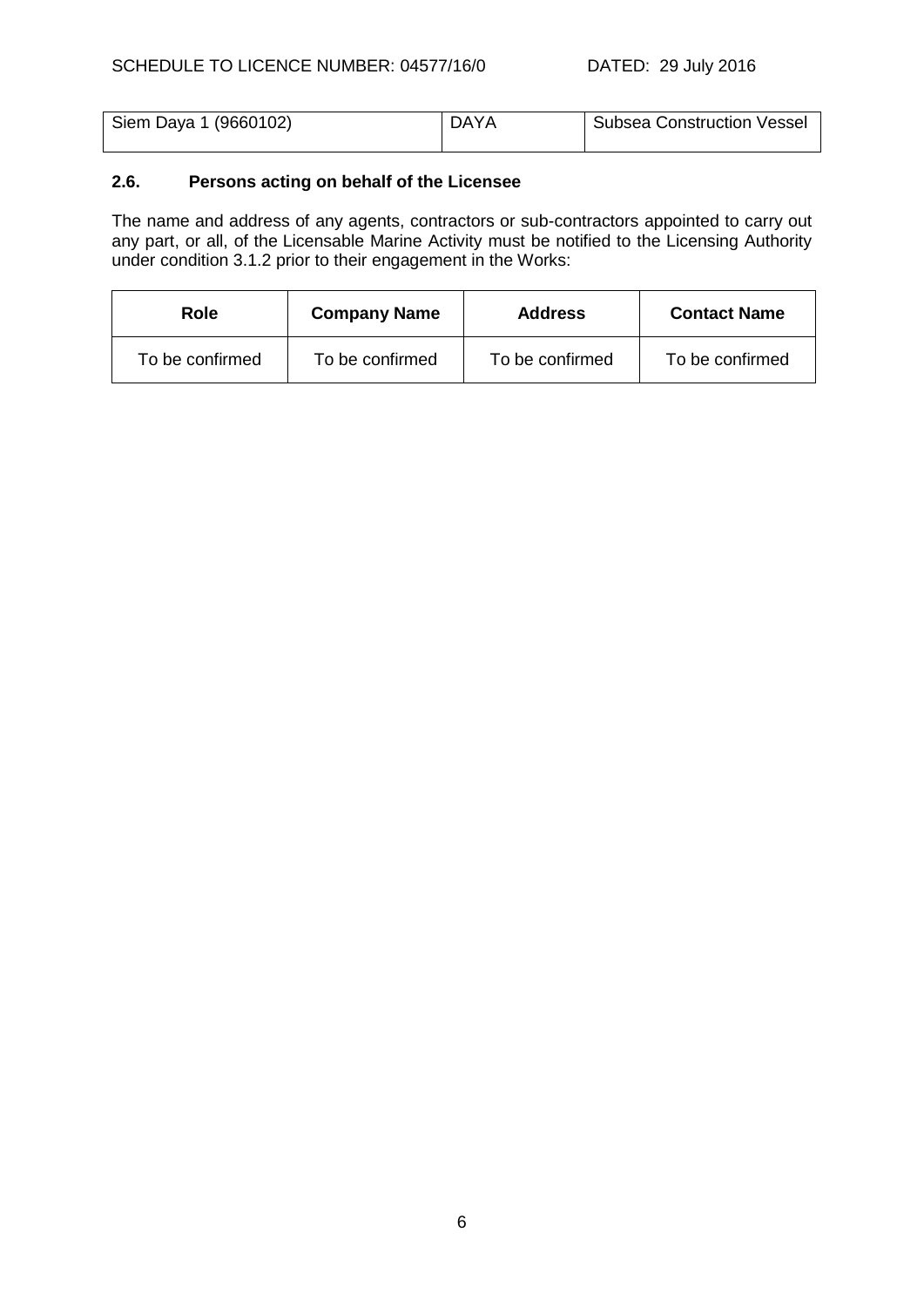| Siem Daya 1 (9660102) | DAYA | Subsea Construction Vessel |
|---|---|---|

## 2.6. Persons acting on behalf of the Licensee

The name and address of any agents, contractors or sub-contractors appointed to carry out any part, or all, of the Licensable Marine Activity must be notified to the Licensing Authority under condition 3.1.2 prior to their engagement in the Works:

| Role | Company Name | Address | Contact Name |
|---|---|---|---|
| To be confirmed | To be confirmed | To be confirmed | To be confirmed |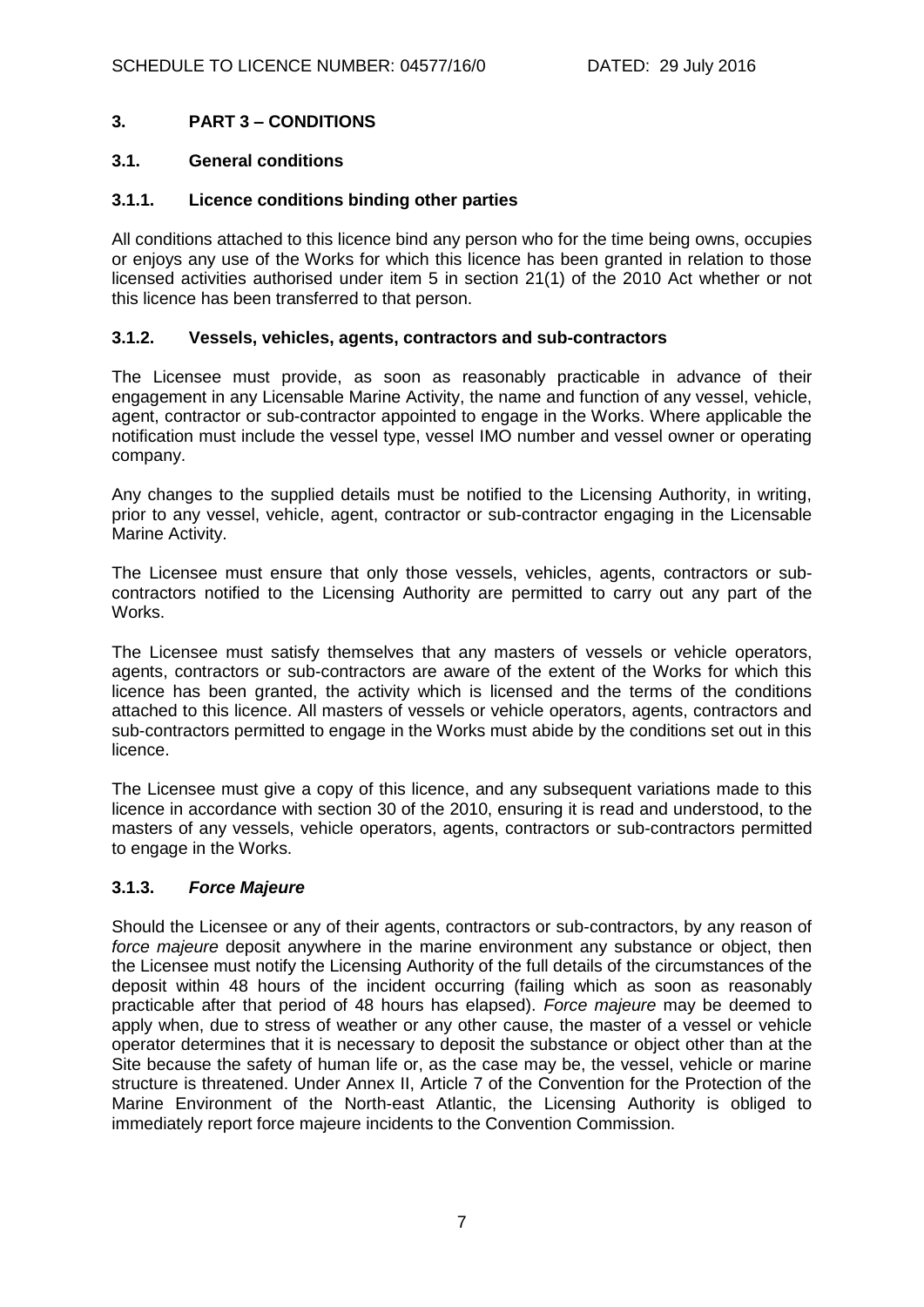## 3. PART 3 – CONDITIONS

### 3.1. General conditions

#### 3.1.1. Licence conditions binding other parties

All conditions attached to this licence bind any person who for the time being owns, occupies or enjoys any use of the Works for which this licence has been granted in relation to those licensed activities authorised under item 5 in section 21(1) of the 2010 Act whether or not this licence has been transferred to that person.

#### 3.1.2. Vessels, vehicles, agents, contractors and sub-contractors

The Licensee must provide, as soon as reasonably practicable in advance of their engagement in any Licensable Marine Activity, the name and function of any vessel, vehicle, agent, contractor or sub-contractor appointed to engage in the Works. Where applicable the notification must include the vessel type, vessel IMO number and vessel owner or operating company.

Any changes to the supplied details must be notified to the Licensing Authority, in writing, prior to any vessel, vehicle, agent, contractor or sub-contractor engaging in the Licensable Marine Activity.

The Licensee must ensure that only those vessels, vehicles, agents, contractors or sub-contractors notified to the Licensing Authority are permitted to carry out any part of the Works.

The Licensee must satisfy themselves that any masters of vessels or vehicle operators, agents, contractors or sub-contractors are aware of the extent of the Works for which this licence has been granted, the activity which is licensed and the terms of the conditions attached to this licence. All masters of vessels or vehicle operators, agents, contractors and sub-contractors permitted to engage in the Works must abide by the conditions set out in this licence.

The Licensee must give a copy of this licence, and any subsequent variations made to this licence in accordance with section 30 of the 2010, ensuring it is read and understood, to the masters of any vessels, vehicle operators, agents, contractors or sub-contractors permitted to engage in the Works.

#### 3.1.3. *Force Majeure*

Should the Licensee or any of their agents, contractors or sub-contractors, by any reason of *force majeure* deposit anywhere in the marine environment any substance or object, then the Licensee must notify the Licensing Authority of the full details of the circumstances of the deposit within 48 hours of the incident occurring (failing which as soon as reasonably practicable after that period of 48 hours has elapsed). *Force majeure* may be deemed to apply when, due to stress of weather or any other cause, the master of a vessel or vehicle operator determines that it is necessary to deposit the substance or object other than at the Site because the safety of human life or, as the case may be, the vessel, vehicle or marine structure is threatened. Under Annex II, Article 7 of the Convention for the Protection of the Marine Environment of the North-east Atlantic, the Licensing Authority is obliged to immediately report force majeure incidents to the Convention Commission.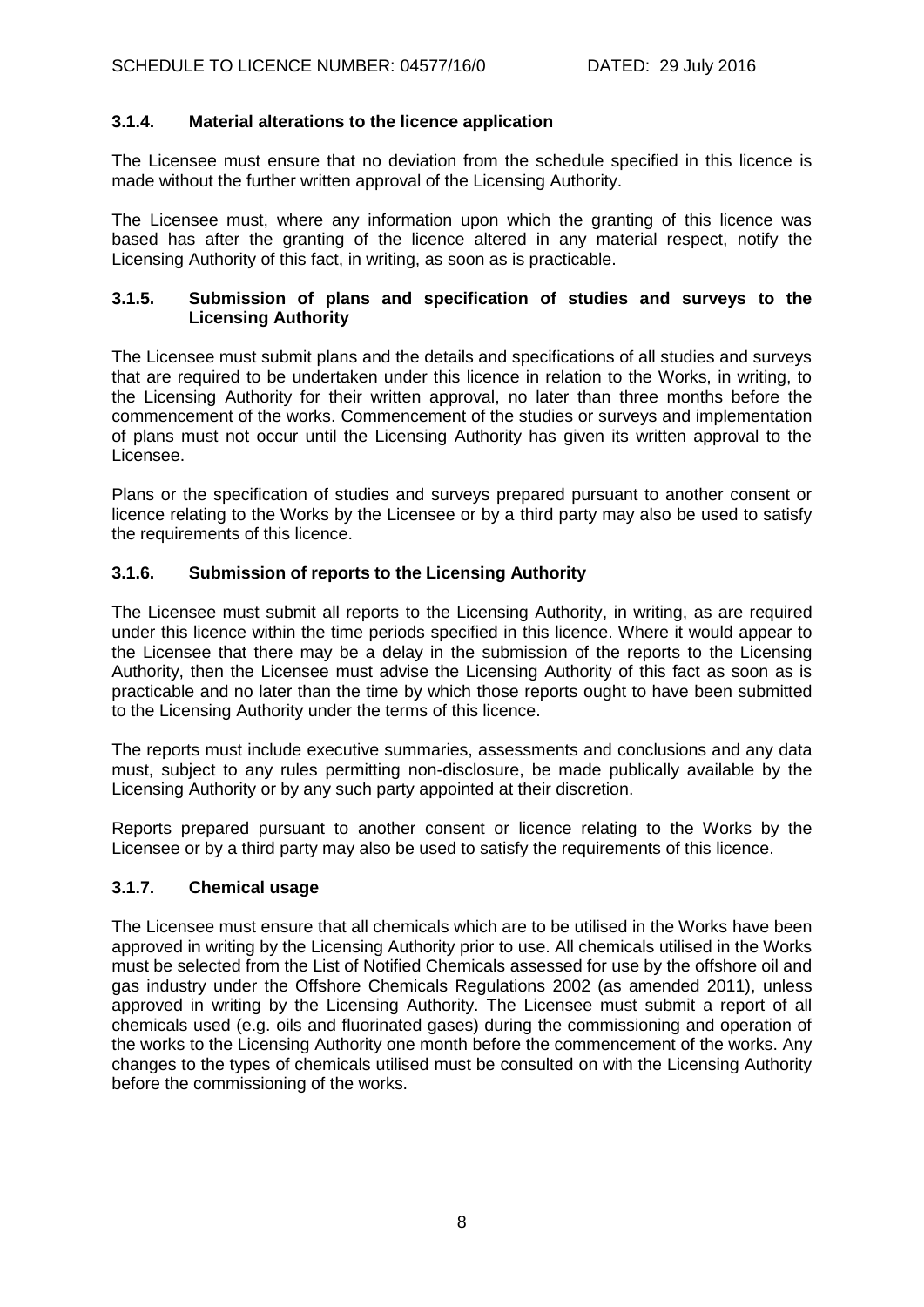### 3.1.4. Material alterations to the licence application

The Licensee must ensure that no deviation from the schedule specified in this licence is made without the further written approval of the Licensing Authority.

The Licensee must, where any information upon which the granting of this licence was based has after the granting of the licence altered in any material respect, notify the Licensing Authority of this fact, in writing, as soon as is practicable.

### 3.1.5. Submission of plans and specification of studies and surveys to the Licensing Authority

The Licensee must submit plans and the details and specifications of all studies and surveys that are required to be undertaken under this licence in relation to the Works, in writing, to the Licensing Authority for their written approval, no later than three months before the commencement of the works. Commencement of the studies or surveys and implementation of plans must not occur until the Licensing Authority has given its written approval to the Licensee.

Plans or the specification of studies and surveys prepared pursuant to another consent or licence relating to the Works by the Licensee or by a third party may also be used to satisfy the requirements of this licence.

### 3.1.6. Submission of reports to the Licensing Authority

The Licensee must submit all reports to the Licensing Authority, in writing, as are required under this licence within the time periods specified in this licence. Where it would appear to the Licensee that there may be a delay in the submission of the reports to the Licensing Authority, then the Licensee must advise the Licensing Authority of this fact as soon as is practicable and no later than the time by which those reports ought to have been submitted to the Licensing Authority under the terms of this licence.

The reports must include executive summaries, assessments and conclusions and any data must, subject to any rules permitting non-disclosure, be made publically available by the Licensing Authority or by any such party appointed at their discretion.

Reports prepared pursuant to another consent or licence relating to the Works by the Licensee or by a third party may also be used to satisfy the requirements of this licence.

### 3.1.7. Chemical usage

The Licensee must ensure that all chemicals which are to be utilised in the Works have been approved in writing by the Licensing Authority prior to use. All chemicals utilised in the Works must be selected from the List of Notified Chemicals assessed for use by the offshore oil and gas industry under the Offshore Chemicals Regulations 2002 (as amended 2011), unless approved in writing by the Licensing Authority. The Licensee must submit a report of all chemicals used (e.g. oils and fluorinated gases) during the commissioning and operation of the works to the Licensing Authority one month before the commencement of the works. Any changes to the types of chemicals utilised must be consulted on with the Licensing Authority before the commissioning of the works.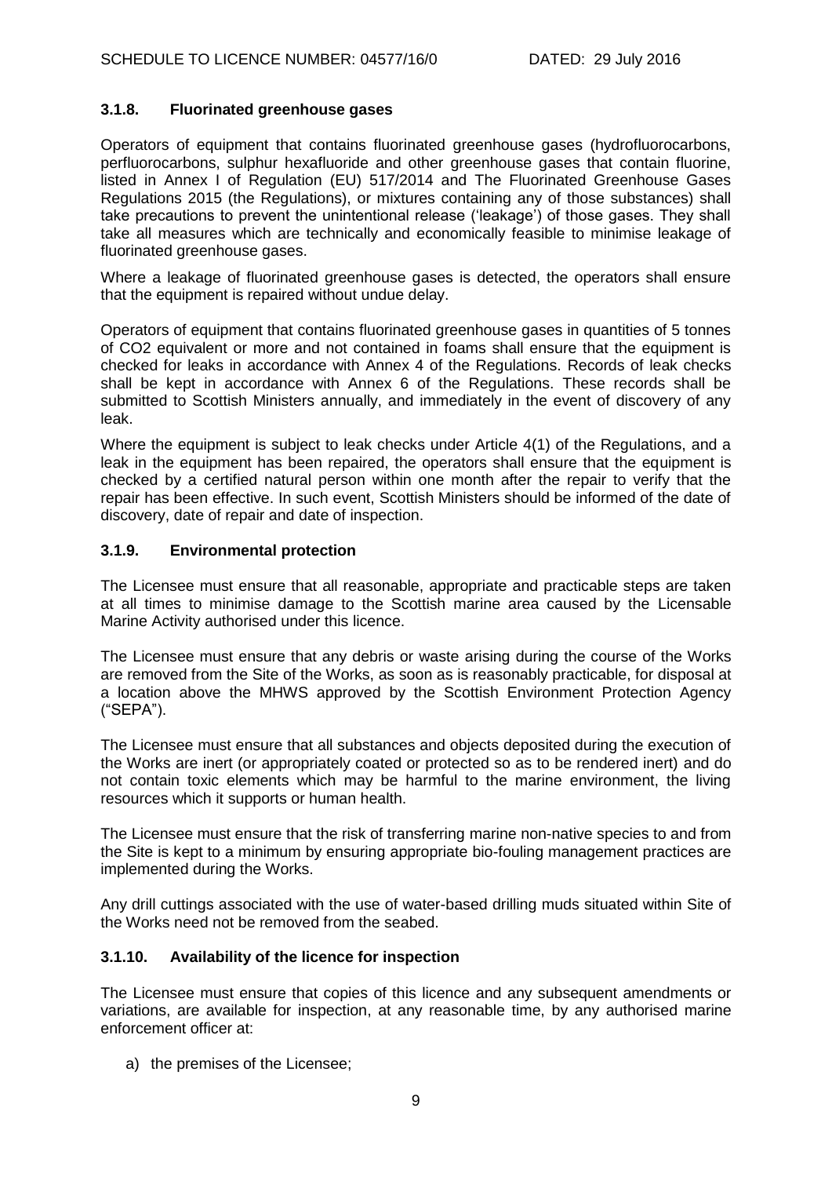### 3.1.8. Fluorinated greenhouse gases

Operators of equipment that contains fluorinated greenhouse gases (hydrofluorocarbons, perfluorocarbons, sulphur hexafluoride and other greenhouse gases that contain fluorine, listed in Annex I of Regulation (EU) 517/2014 and The Fluorinated Greenhouse Gases Regulations 2015 (the Regulations), or mixtures containing any of those substances) shall take precautions to prevent the unintentional release ('leakage') of those gases. They shall take all measures which are technically and economically feasible to minimise leakage of fluorinated greenhouse gases.

Where a leakage of fluorinated greenhouse gases is detected, the operators shall ensure that the equipment is repaired without undue delay.

Operators of equipment that contains fluorinated greenhouse gases in quantities of 5 tonnes of CO2 equivalent or more and not contained in foams shall ensure that the equipment is checked for leaks in accordance with Annex 4 of the Regulations. Records of leak checks shall be kept in accordance with Annex 6 of the Regulations. These records shall be submitted to Scottish Ministers annually, and immediately in the event of discovery of any leak.

Where the equipment is subject to leak checks under Article 4(1) of the Regulations, and a leak in the equipment has been repaired, the operators shall ensure that the equipment is checked by a certified natural person within one month after the repair to verify that the repair has been effective. In such event, Scottish Ministers should be informed of the date of discovery, date of repair and date of inspection.

### 3.1.9. Environmental protection

The Licensee must ensure that all reasonable, appropriate and practicable steps are taken at all times to minimise damage to the Scottish marine area caused by the Licensable Marine Activity authorised under this licence.

The Licensee must ensure that any debris or waste arising during the course of the Works are removed from the Site of the Works, as soon as is reasonably practicable, for disposal at a location above the MHWS approved by the Scottish Environment Protection Agency ("SEPA").

The Licensee must ensure that all substances and objects deposited during the execution of the Works are inert (or appropriately coated or protected so as to be rendered inert) and do not contain toxic elements which may be harmful to the marine environment, the living resources which it supports or human health.

The Licensee must ensure that the risk of transferring marine non-native species to and from the Site is kept to a minimum by ensuring appropriate bio-fouling management practices are implemented during the Works.

Any drill cuttings associated with the use of water-based drilling muds situated within Site of the Works need not be removed from the seabed.

### 3.1.10. Availability of the licence for inspection

The Licensee must ensure that copies of this licence and any subsequent amendments or variations, are available for inspection, at any reasonable time, by any authorised marine enforcement officer at:

a) the premises of the Licensee;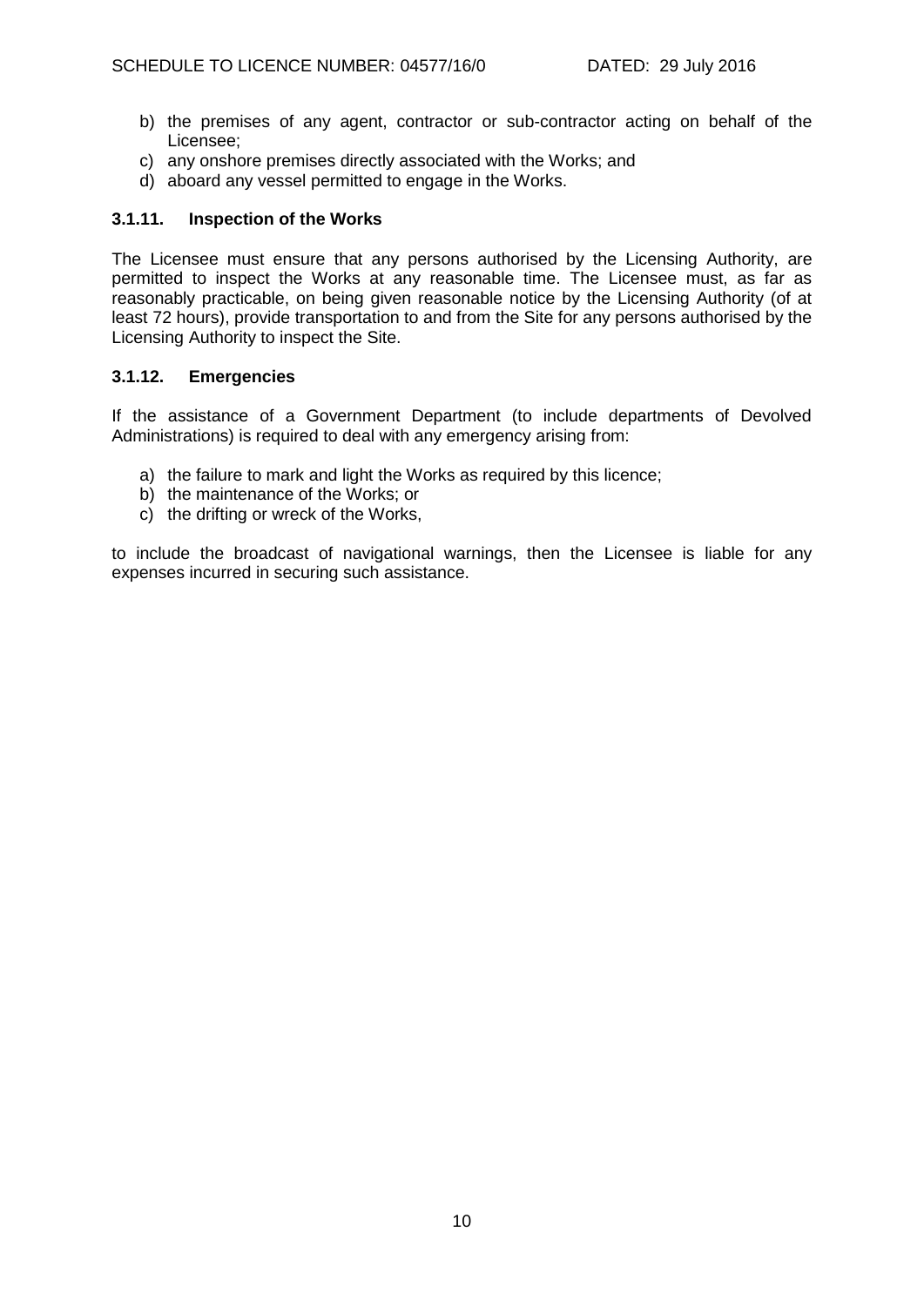b) the premises of any agent, contractor or sub-contractor acting on behalf of the Licensee;
c) any onshore premises directly associated with the Works; and
d) aboard any vessel permitted to engage in the Works.

### 3.1.11. Inspection of the Works

The Licensee must ensure that any persons authorised by the Licensing Authority, are permitted to inspect the Works at any reasonable time. The Licensee must, as far as reasonably practicable, on being given reasonable notice by the Licensing Authority (of at least 72 hours), provide transportation to and from the Site for any persons authorised by the Licensing Authority to inspect the Site.

### 3.1.12. Emergencies

If the assistance of a Government Department (to include departments of Devolved Administrations) is required to deal with any emergency arising from:

a) the failure to mark and light the Works as required by this licence;
b) the maintenance of the Works; or
c) the drifting or wreck of the Works,

to include the broadcast of navigational warnings, then the Licensee is liable for any expenses incurred in securing such assistance.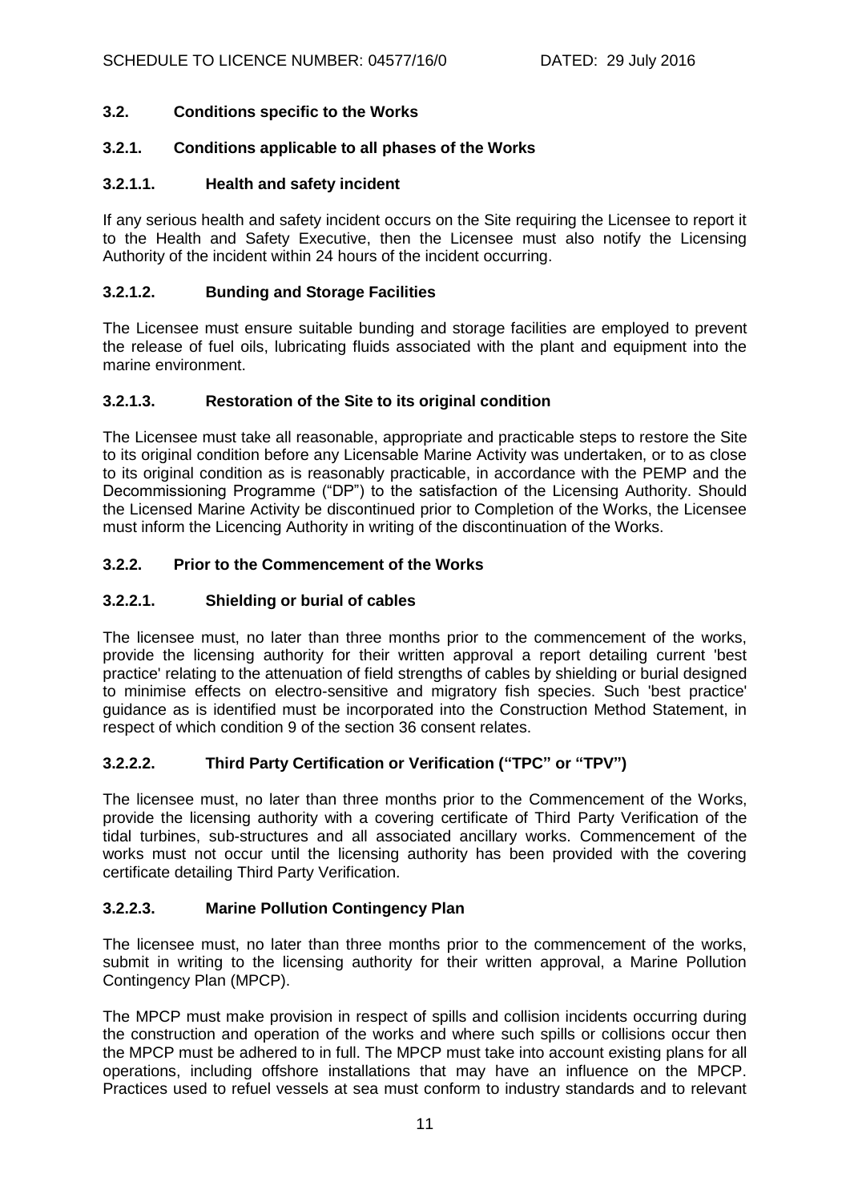### 3.2. Conditions specific to the Works

#### 3.2.1. Conditions applicable to all phases of the Works

##### 3.2.1.1. Health and safety incident

If any serious health and safety incident occurs on the Site requiring the Licensee to report it to the Health and Safety Executive, then the Licensee must also notify the Licensing Authority of the incident within 24 hours of the incident occurring.

##### 3.2.1.2. Bunding and Storage Facilities

The Licensee must ensure suitable bunding and storage facilities are employed to prevent the release of fuel oils, lubricating fluids associated with the plant and equipment into the marine environment.

##### 3.2.1.3. Restoration of the Site to its original condition

The Licensee must take all reasonable, appropriate and practicable steps to restore the Site to its original condition before any Licensable Marine Activity was undertaken, or to as close to its original condition as is reasonably practicable, in accordance with the PEMP and the Decommissioning Programme ("DP") to the satisfaction of the Licensing Authority. Should the Licensed Marine Activity be discontinued prior to Completion of the Works, the Licensee must inform the Licencing Authority in writing of the discontinuation of the Works.

#### 3.2.2. Prior to the Commencement of the Works

##### 3.2.2.1. Shielding or burial of cables

The licensee must, no later than three months prior to the commencement of the works, provide the licensing authority for their written approval a report detailing current 'best practice' relating to the attenuation of field strengths of cables by shielding or burial designed to minimise effects on electro-sensitive and migratory fish species. Such 'best practice' guidance as is identified must be incorporated into the Construction Method Statement, in respect of which condition 9 of the section 36 consent relates.

##### 3.2.2.2. Third Party Certification or Verification ("TPC" or "TPV")

The licensee must, no later than three months prior to the Commencement of the Works, provide the licensing authority with a covering certificate of Third Party Verification of the tidal turbines, sub-structures and all associated ancillary works. Commencement of the works must not occur until the licensing authority has been provided with the covering certificate detailing Third Party Verification.

##### 3.2.2.3. Marine Pollution Contingency Plan

The licensee must, no later than three months prior to the commencement of the works, submit in writing to the licensing authority for their written approval, a Marine Pollution Contingency Plan (MPCP).

The MPCP must make provision in respect of spills and collision incidents occurring during the construction and operation of the works and where such spills or collisions occur then the MPCP must be adhered to in full. The MPCP must take into account existing plans for all operations, including offshore installations that may have an influence on the MPCP. Practices used to refuel vessels at sea must conform to industry standards and to relevant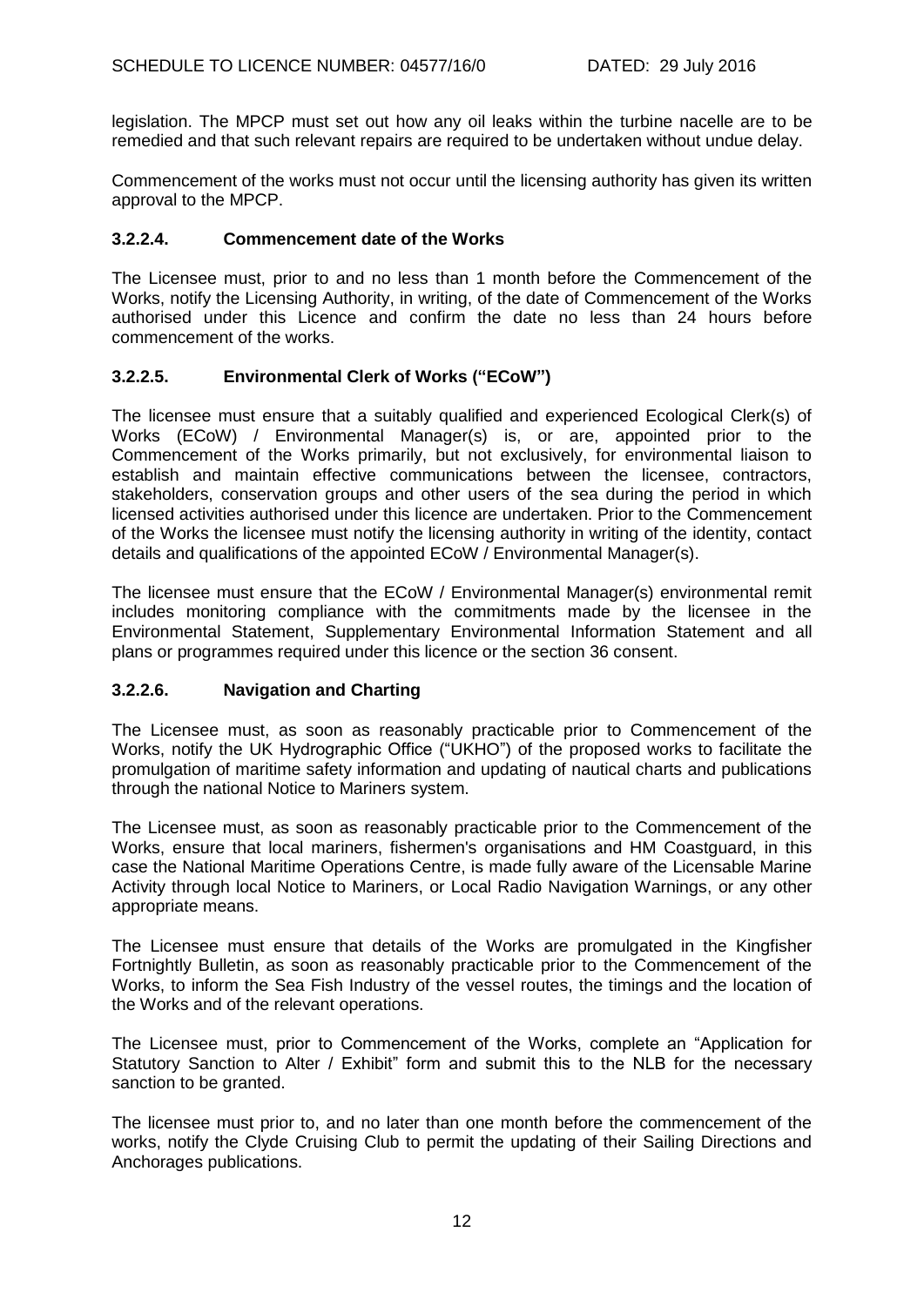legislation. The MPCP must set out how any oil leaks within the turbine nacelle are to be remedied and that such relevant repairs are required to be undertaken without undue delay.

Commencement of the works must not occur until the licensing authority has given its written approval to the MPCP.

### 3.2.2.4. Commencement date of the Works

The Licensee must, prior to and no less than 1 month before the Commencement of the Works, notify the Licensing Authority, in writing, of the date of Commencement of the Works authorised under this Licence and confirm the date no less than 24 hours before commencement of the works.

### 3.2.2.5. Environmental Clerk of Works ("ECoW")

The licensee must ensure that a suitably qualified and experienced Ecological Clerk(s) of Works (ECoW) / Environmental Manager(s) is, or are, appointed prior to the Commencement of the Works primarily, but not exclusively, for environmental liaison to establish and maintain effective communications between the licensee, contractors, stakeholders, conservation groups and other users of the sea during the period in which licensed activities authorised under this licence are undertaken. Prior to the Commencement of the Works the licensee must notify the licensing authority in writing of the identity, contact details and qualifications of the appointed ECoW / Environmental Manager(s).

The licensee must ensure that the ECoW / Environmental Manager(s) environmental remit includes monitoring compliance with the commitments made by the licensee in the Environmental Statement, Supplementary Environmental Information Statement and all plans or programmes required under this licence or the section 36 consent.

### 3.2.2.6. Navigation and Charting

The Licensee must, as soon as reasonably practicable prior to Commencement of the Works, notify the UK Hydrographic Office ("UKHO") of the proposed works to facilitate the promulgation of maritime safety information and updating of nautical charts and publications through the national Notice to Mariners system.

The Licensee must, as soon as reasonably practicable prior to the Commencement of the Works, ensure that local mariners, fishermen's organisations and HM Coastguard, in this case the National Maritime Operations Centre, is made fully aware of the Licensable Marine Activity through local Notice to Mariners, or Local Radio Navigation Warnings, or any other appropriate means.

The Licensee must ensure that details of the Works are promulgated in the Kingfisher Fortnightly Bulletin, as soon as reasonably practicable prior to the Commencement of the Works, to inform the Sea Fish Industry of the vessel routes, the timings and the location of the Works and of the relevant operations.

The Licensee must, prior to Commencement of the Works, complete an "Application for Statutory Sanction to Alter / Exhibit" form and submit this to the NLB for the necessary sanction to be granted.

The licensee must prior to, and no later than one month before the commencement of the works, notify the Clyde Cruising Club to permit the updating of their Sailing Directions and Anchorages publications.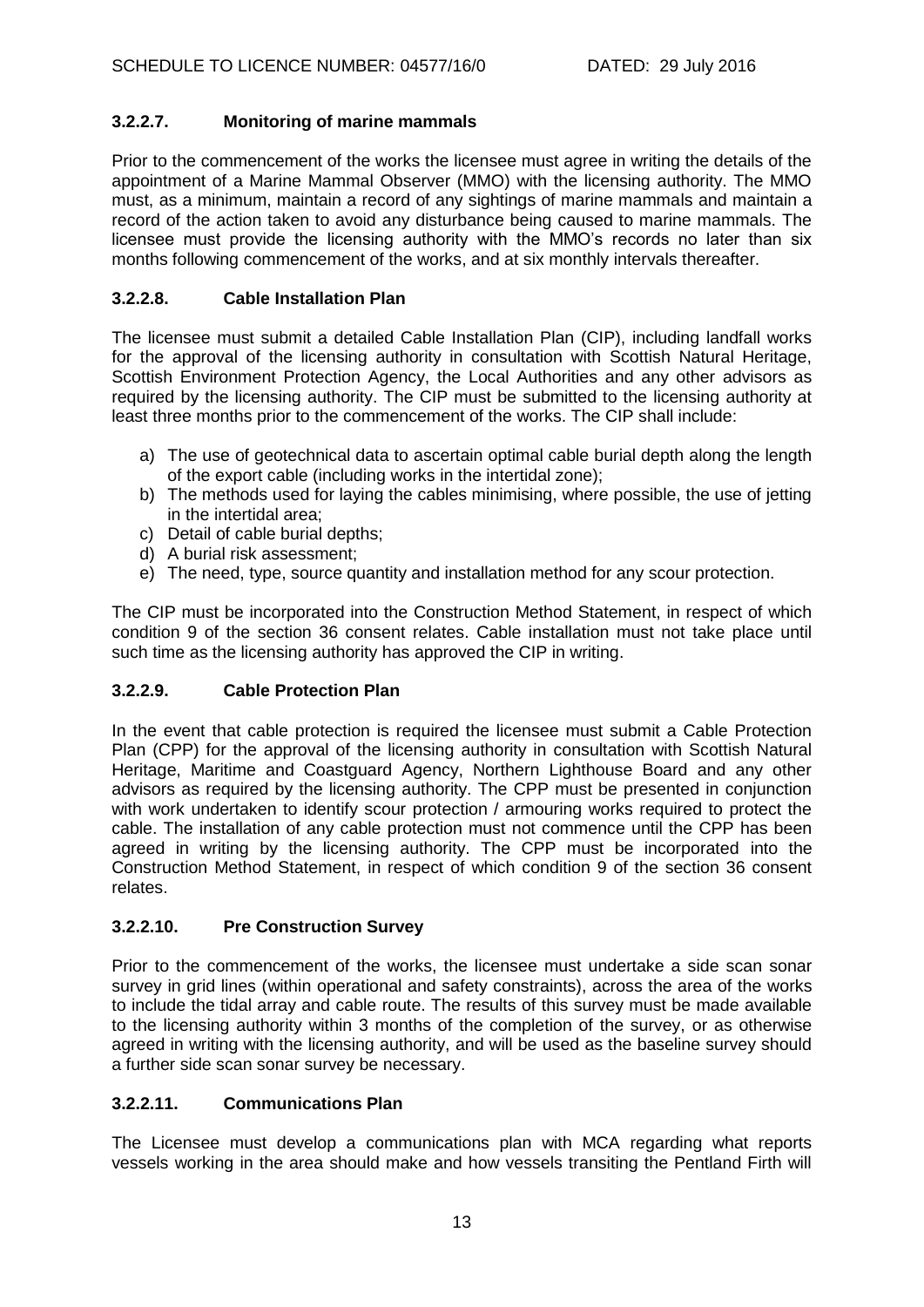### 3.2.2.7. Monitoring of marine mammals

Prior to the commencement of the works the licensee must agree in writing the details of the appointment of a Marine Mammal Observer (MMO) with the licensing authority. The MMO must, as a minimum, maintain a record of any sightings of marine mammals and maintain a record of the action taken to avoid any disturbance being caused to marine mammals. The licensee must provide the licensing authority with the MMO's records no later than six months following commencement of the works, and at six monthly intervals thereafter.

### 3.2.2.8. Cable Installation Plan

The licensee must submit a detailed Cable Installation Plan (CIP), including landfall works for the approval of the licensing authority in consultation with Scottish Natural Heritage, Scottish Environment Protection Agency, the Local Authorities and any other advisors as required by the licensing authority. The CIP must be submitted to the licensing authority at least three months prior to the commencement of the works. The CIP shall include:

a) The use of geotechnical data to ascertain optimal cable burial depth along the length of the export cable (including works in the intertidal zone);
b) The methods used for laying the cables minimising, where possible, the use of jetting in the intertidal area;
c) Detail of cable burial depths;
d) A burial risk assessment;
e) The need, type, source quantity and installation method for any scour protection.

The CIP must be incorporated into the Construction Method Statement, in respect of which condition 9 of the section 36 consent relates. Cable installation must not take place until such time as the licensing authority has approved the CIP in writing.

### 3.2.2.9. Cable Protection Plan

In the event that cable protection is required the licensee must submit a Cable Protection Plan (CPP) for the approval of the licensing authority in consultation with Scottish Natural Heritage, Maritime and Coastguard Agency, Northern Lighthouse Board and any other advisors as required by the licensing authority. The CPP must be presented in conjunction with work undertaken to identify scour protection / armouring works required to protect the cable. The installation of any cable protection must not commence until the CPP has been agreed in writing by the licensing authority. The CPP must be incorporated into the Construction Method Statement, in respect of which condition 9 of the section 36 consent relates.

### 3.2.2.10. Pre Construction Survey

Prior to the commencement of the works, the licensee must undertake a side scan sonar survey in grid lines (within operational and safety constraints), across the area of the works to include the tidal array and cable route. The results of this survey must be made available to the licensing authority within 3 months of the completion of the survey, or as otherwise agreed in writing with the licensing authority, and will be used as the baseline survey should a further side scan sonar survey be necessary.

### 3.2.2.11. Communications Plan

The Licensee must develop a communications plan with MCA regarding what reports vessels working in the area should make and how vessels transiting the Pentland Firth will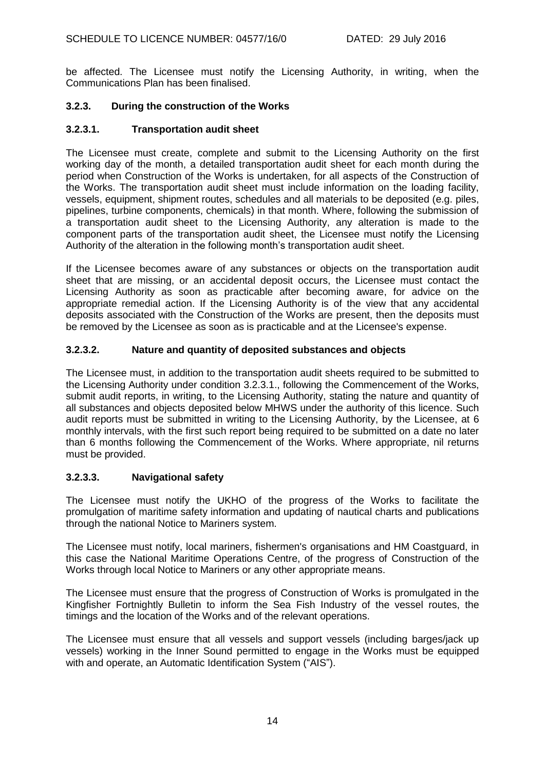be affected. The Licensee must notify the Licensing Authority, in writing, when the Communications Plan has been finalised.

### 3.2.3. During the construction of the Works

#### 3.2.3.1. Transportation audit sheet

The Licensee must create, complete and submit to the Licensing Authority on the first working day of the month, a detailed transportation audit sheet for each month during the period when Construction of the Works is undertaken, for all aspects of the Construction of the Works. The transportation audit sheet must include information on the loading facility, vessels, equipment, shipment routes, schedules and all materials to be deposited (e.g. piles, pipelines, turbine components, chemicals) in that month. Where, following the submission of a transportation audit sheet to the Licensing Authority, any alteration is made to the component parts of the transportation audit sheet, the Licensee must notify the Licensing Authority of the alteration in the following month's transportation audit sheet.

If the Licensee becomes aware of any substances or objects on the transportation audit sheet that are missing, or an accidental deposit occurs, the Licensee must contact the Licensing Authority as soon as practicable after becoming aware, for advice on the appropriate remedial action. If the Licensing Authority is of the view that any accidental deposits associated with the Construction of the Works are present, then the deposits must be removed by the Licensee as soon as is practicable and at the Licensee's expense.

#### 3.2.3.2. Nature and quantity of deposited substances and objects

The Licensee must, in addition to the transportation audit sheets required to be submitted to the Licensing Authority under condition 3.2.3.1., following the Commencement of the Works, submit audit reports, in writing, to the Licensing Authority, stating the nature and quantity of all substances and objects deposited below MHWS under the authority of this licence. Such audit reports must be submitted in writing to the Licensing Authority, by the Licensee, at 6 monthly intervals, with the first such report being required to be submitted on a date no later than 6 months following the Commencement of the Works. Where appropriate, nil returns must be provided.

#### 3.2.3.3. Navigational safety

The Licensee must notify the UKHO of the progress of the Works to facilitate the promulgation of maritime safety information and updating of nautical charts and publications through the national Notice to Mariners system.

The Licensee must notify, local mariners, fishermen's organisations and HM Coastguard, in this case the National Maritime Operations Centre, of the progress of Construction of the Works through local Notice to Mariners or any other appropriate means.

The Licensee must ensure that the progress of Construction of Works is promulgated in the Kingfisher Fortnightly Bulletin to inform the Sea Fish Industry of the vessel routes, the timings and the location of the Works and of the relevant operations.

The Licensee must ensure that all vessels and support vessels (including barges/jack up vessels) working in the Inner Sound permitted to engage in the Works must be equipped with and operate, an Automatic Identification System ("AIS").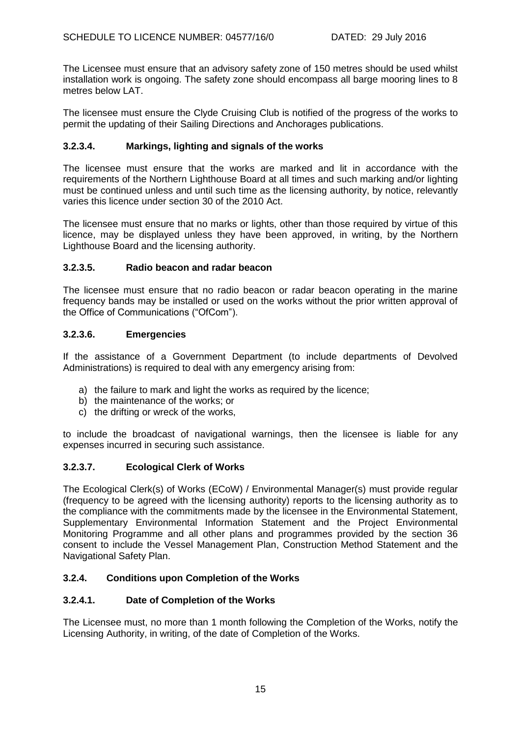The Licensee must ensure that an advisory safety zone of 150 metres should be used whilst installation work is ongoing. The safety zone should encompass all barge mooring lines to 8 metres below LAT.

The licensee must ensure the Clyde Cruising Club is notified of the progress of the works to permit the updating of their Sailing Directions and Anchorages publications.

### 3.2.3.4. Markings, lighting and signals of the works

The licensee must ensure that the works are marked and lit in accordance with the requirements of the Northern Lighthouse Board at all times and such marking and/or lighting must be continued unless and until such time as the licensing authority, by notice, relevantly varies this licence under section 30 of the 2010 Act.

The licensee must ensure that no marks or lights, other than those required by virtue of this licence, may be displayed unless they have been approved, in writing, by the Northern Lighthouse Board and the licensing authority.

### 3.2.3.5. Radio beacon and radar beacon

The licensee must ensure that no radio beacon or radar beacon operating in the marine frequency bands may be installed or used on the works without the prior written approval of the Office of Communications ("OfCom").

### 3.2.3.6. Emergencies

If the assistance of a Government Department (to include departments of Devolved Administrations) is required to deal with any emergency arising from:

a) the failure to mark and light the works as required by the licence;
b) the maintenance of the works; or
c) the drifting or wreck of the works,

to include the broadcast of navigational warnings, then the licensee is liable for any expenses incurred in securing such assistance.

### 3.2.3.7. Ecological Clerk of Works

The Ecological Clerk(s) of Works (ECoW) / Environmental Manager(s) must provide regular (frequency to be agreed with the licensing authority) reports to the licensing authority as to the compliance with the commitments made by the licensee in the Environmental Statement, Supplementary Environmental Information Statement and the Project Environmental Monitoring Programme and all other plans and programmes provided by the section 36 consent to include the Vessel Management Plan, Construction Method Statement and the Navigational Safety Plan.

### 3.2.4. Conditions upon Completion of the Works

### 3.2.4.1. Date of Completion of the Works

The Licensee must, no more than 1 month following the Completion of the Works, notify the Licensing Authority, in writing, of the date of Completion of the Works.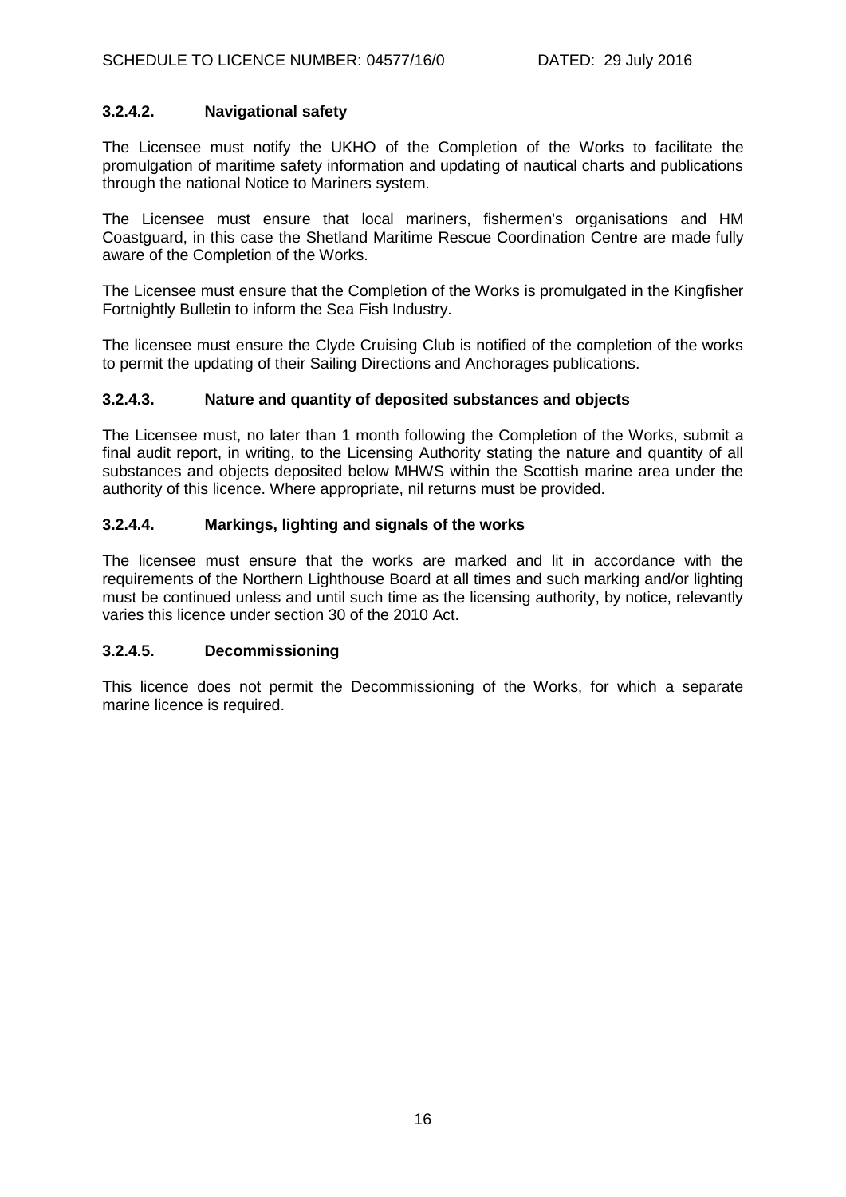#### 3.2.4.2. Navigational safety

The Licensee must notify the UKHO of the Completion of the Works to facilitate the promulgation of maritime safety information and updating of nautical charts and publications through the national Notice to Mariners system.

The Licensee must ensure that local mariners, fishermen's organisations and HM Coastguard, in this case the Shetland Maritime Rescue Coordination Centre are made fully aware of the Completion of the Works.

The Licensee must ensure that the Completion of the Works is promulgated in the Kingfisher Fortnightly Bulletin to inform the Sea Fish Industry.

The licensee must ensure the Clyde Cruising Club is notified of the completion of the works to permit the updating of their Sailing Directions and Anchorages publications.

#### 3.2.4.3. Nature and quantity of deposited substances and objects

The Licensee must, no later than 1 month following the Completion of the Works, submit a final audit report, in writing, to the Licensing Authority stating the nature and quantity of all substances and objects deposited below MHWS within the Scottish marine area under the authority of this licence. Where appropriate, nil returns must be provided.

#### 3.2.4.4. Markings, lighting and signals of the works

The licensee must ensure that the works are marked and lit in accordance with the requirements of the Northern Lighthouse Board at all times and such marking and/or lighting must be continued unless and until such time as the licensing authority, by notice, relevantly varies this licence under section 30 of the 2010 Act.

#### 3.2.4.5. Decommissioning

This licence does not permit the Decommissioning of the Works, for which a separate marine licence is required.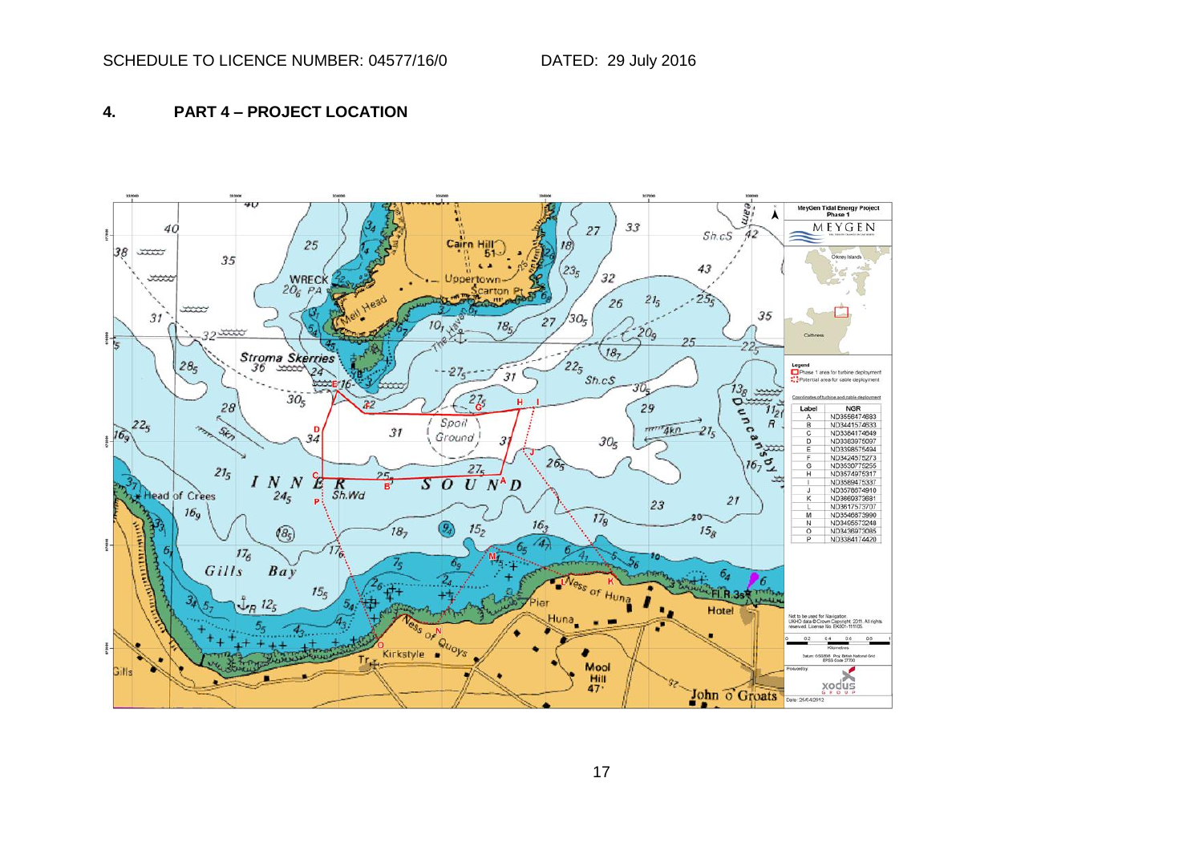SCHEDULE TO LICENCE NUMBER: 04577/16/0 DATED: 29 July 2016

## 4. PART 4 – PROJECT LOCATION

MeyGen Tidal Energy Project Phase 1

MEYGEN

Legend

Phase 1 area for turbine deployment

Potential area for cable deployment

Coordinates of turbine and cable deployment

| Label | NGR |
|---|---|
| A | ND3556474683 |
| B | ND3441574633 |
| C | ND3384174649 |
| D | ND3383975097 |
| E | ND3358575494 |
| F | ND3424575273 |
| G | ND3530775255 |
| H | ND3574975317 |
| I | ND3589475337 |
| J | ND3578074910 |
| K | ND3669373681 |
| L | ND3617573707 |
| M | ND3546873990 |
| N | ND3495573248 |
| O | ND3436973085 |
| P | ND3384174420 |

Not to be used for Navigation. UKHO data © Crown Copyright. 2011. All rights reserved. License No: EK001-111105

Kilometres

Datum: OSGB36 Proj: British National Grid EPSG Code 27700

Produced by: xodus GROUP

Date: 25/04/2012